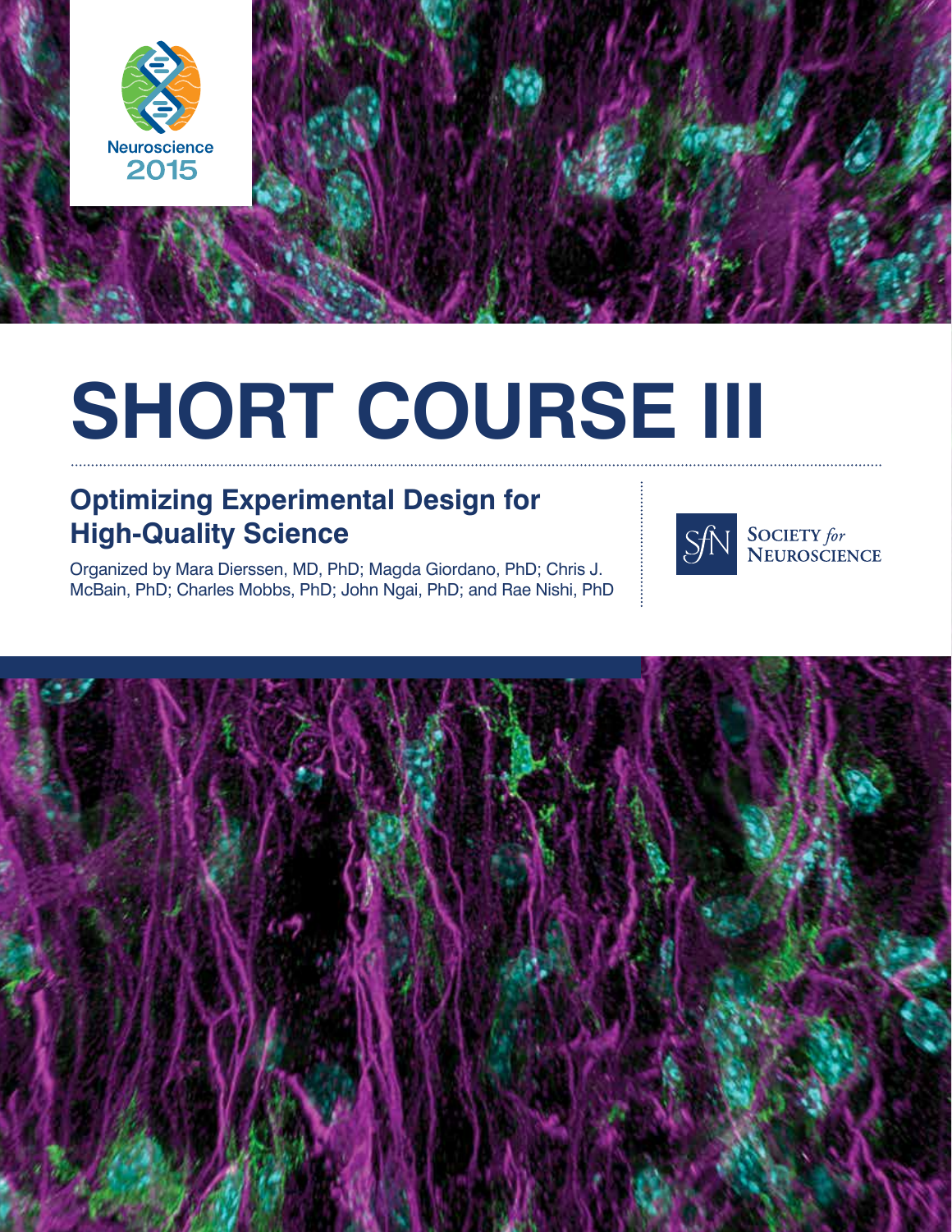Neuroscience 2015

# SHORT COURSE III

## Optimizing Experimental Design for High-Quality Science

Organized by Mara Dierssen, MD, PhD; Magda Giordano, PhD; Chris J. McBain, PhD; Charles Mobbs, PhD; John Ngai, PhD; and Rae Nishi, PhD

SfN SOCIETY *for* NEUROSCIENCE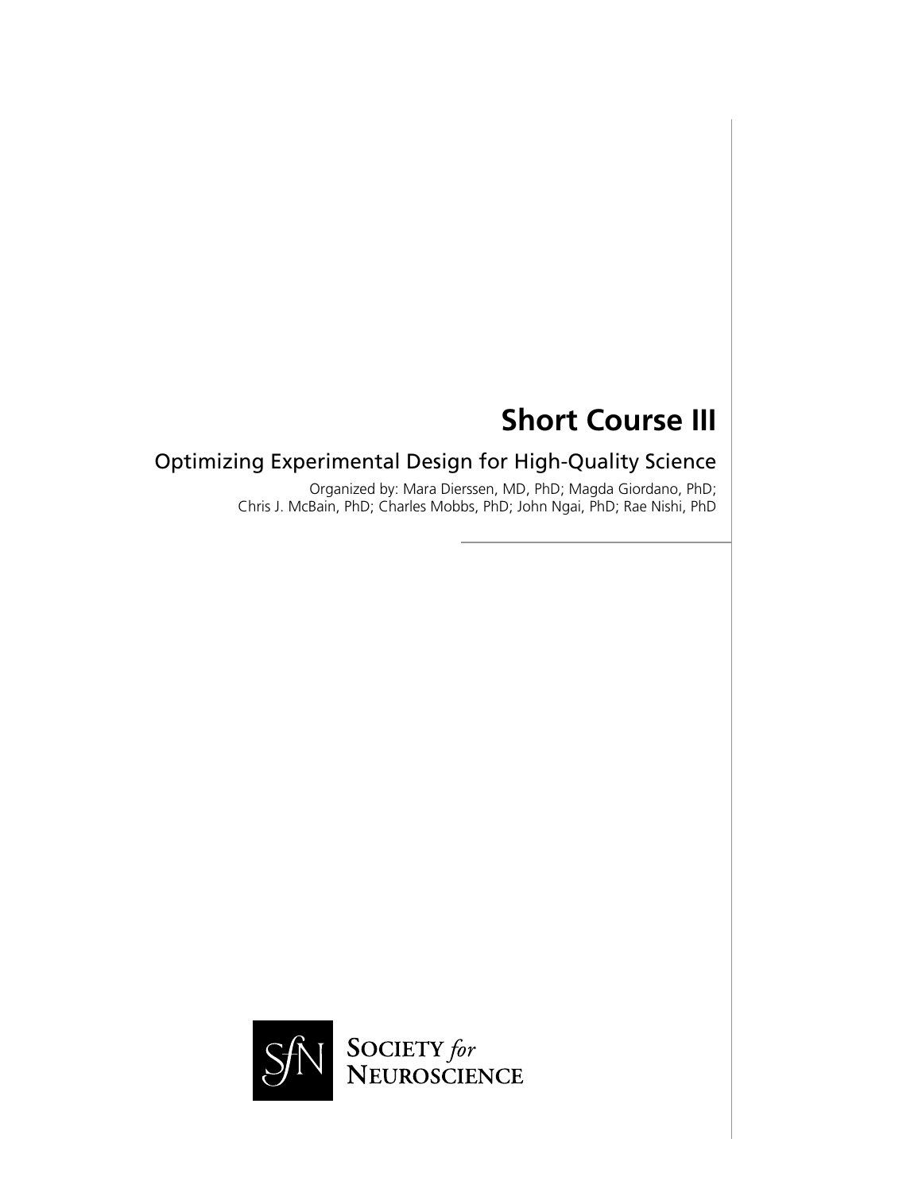# Short Course III

## Optimizing Experimental Design for High-Quality Science

Organized by: Mara Dierssen, MD, PhD; Magda Giordano, PhD; Chris J. McBain, PhD; Charles Mobbs, PhD; John Ngai, PhD; Rae Nishi, PhD

SOCIETY *for* NEUROSCIENCE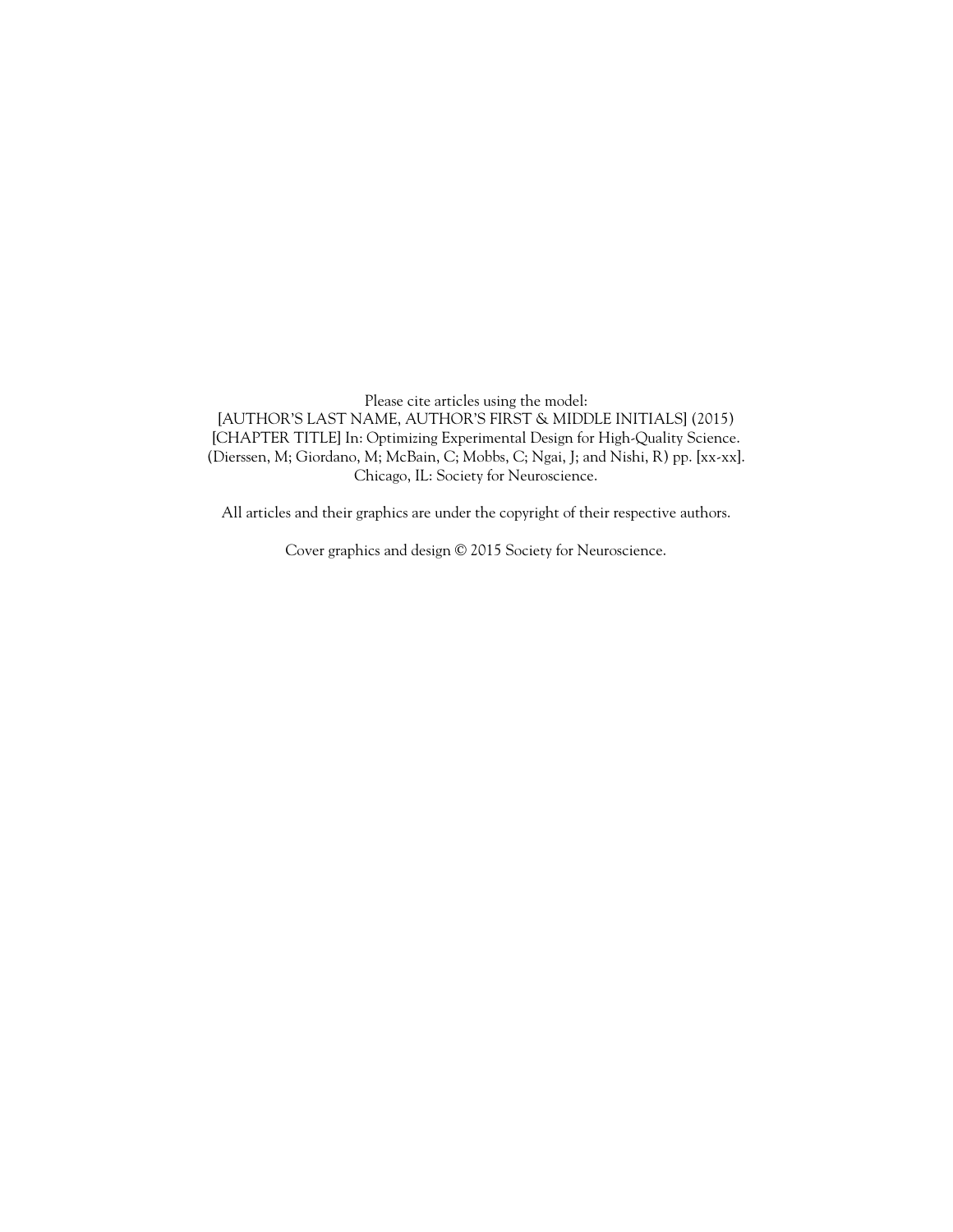Please cite articles using the model:
[AUTHOR'S LAST NAME, AUTHOR'S FIRST & MIDDLE INITIALS] (2015)
[CHAPTER TITLE] In: Optimizing Experimental Design for High-Quality Science.
(Dierssen, M; Giordano, M; McBain, C; Mobbs, C; Ngai, J; and Nishi, R) pp. [xx-xx].
Chicago, IL: Society for Neuroscience.

All articles and their graphics are under the copyright of their respective authors.

Cover graphics and design © 2015 Society for Neuroscience.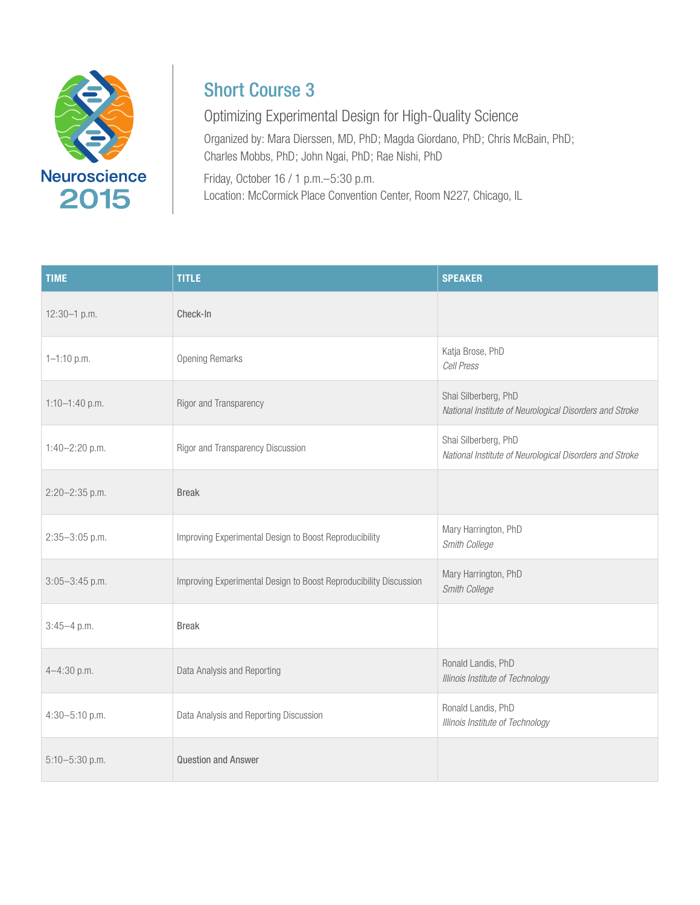Neuroscience 2015

# Short Course 3

## Optimizing Experimental Design for High-Quality Science

Organized by: Mara Dierssen, MD, PhD; Magda Giordano, PhD; Chris McBain, PhD; Charles Mobbs, PhD; John Ngai, PhD; Rae Nishi, PhD

Friday, October 16 / 1 p.m.–5:30 p.m.
Location: McCormick Place Convention Center, Room N227, Chicago, IL

| TIME | TITLE | SPEAKER |
|---|---|---|
| 12:30–1 p.m. | Check-In | |
| 1–1:10 p.m. | Opening Remarks | Katja Brose, PhD<br>*Cell Press* |
| 1:10–1:40 p.m. | Rigor and Transparency | Shai Silberberg, PhD<br>*National Institute of Neurological Disorders and Stroke* |
| 1:40–2:20 p.m. | Rigor and Transparency Discussion | Shai Silberberg, PhD<br>*National Institute of Neurological Disorders and Stroke* |
| 2:20–2:35 p.m. | Break | |
| 2:35–3:05 p.m. | Improving Experimental Design to Boost Reproducibility | Mary Harrington, PhD<br>*Smith College* |
| 3:05–3:45 p.m. | Improving Experimental Design to Boost Reproducibility Discussion | Mary Harrington, PhD<br>*Smith College* |
| 3:45–4 p.m. | Break | |
| 4–4:30 p.m. | Data Analysis and Reporting | Ronald Landis, PhD<br>*Illinois Institute of Technology* |
| 4:30–5:10 p.m. | Data Analysis and Reporting Discussion | Ronald Landis, PhD<br>*Illinois Institute of Technology* |
| 5:10–5:30 p.m. | Question and Answer | |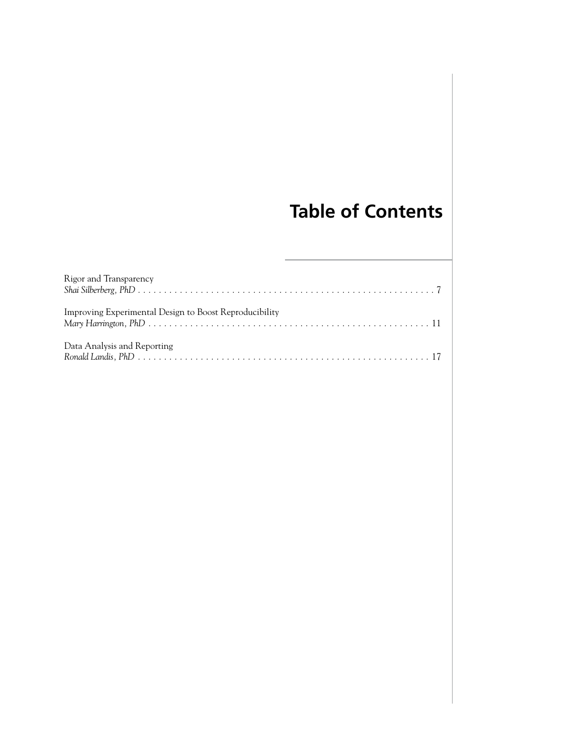# Table of Contents

Rigor and Transparency
*Shai Silberberg, PhD* . . . . . . . . . . . . . . . . . . . . . . . . . . . . . . . . . . . . . . . . . . . . . . . . . . . . . . . . 7

Improving Experimental Design to Boost Reproducibility
*Mary Harrington, PhD* . . . . . . . . . . . . . . . . . . . . . . . . . . . . . . . . . . . . . . . . . . . . . . . . . . . . . 11

Data Analysis and Reporting
*Ronald Landis, PhD* . . . . . . . . . . . . . . . . . . . . . . . . . . . . . . . . . . . . . . . . . . . . . . . . . . . . . . . 17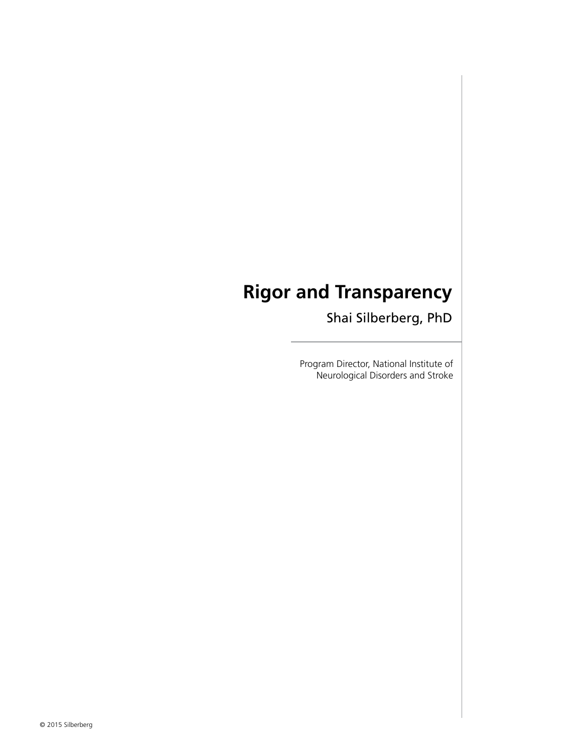# Rigor and Transparency

Shai Silberberg, PhD

Program Director, National Institute of Neurological Disorders and Stroke

© 2015 Silberberg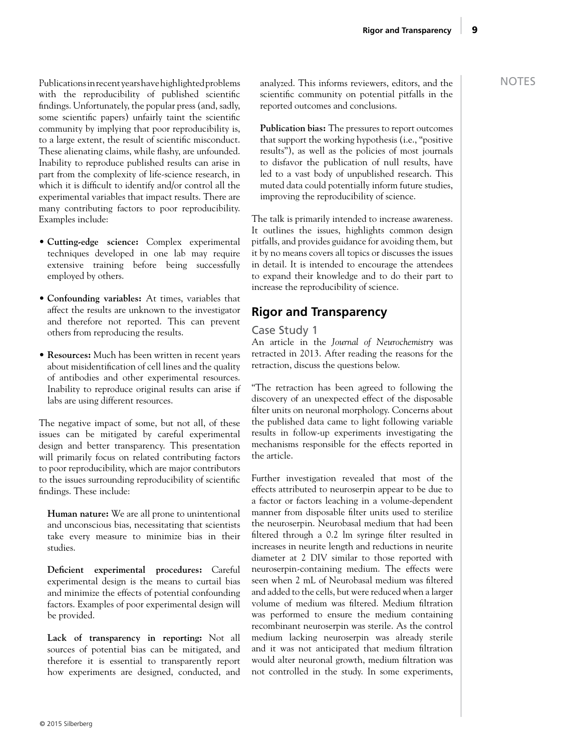Publications in recent years have highlighted problems with the reproducibility of published scientific findings. Unfortunately, the popular press (and, sadly, some scientific papers) unfairly taint the scientific community by implying that poor reproducibility is, to a large extent, the result of scientific misconduct. These alienating claims, while flashy, are unfounded. Inability to reproduce published results can arise in part from the complexity of life-science research, in which it is difficult to identify and/or control all the experimental variables that impact results. There are many contributing factors to poor reproducibility. Examples include:

- **Cutting-edge science:** Complex experimental techniques developed in one lab may require extensive training before being successfully employed by others.
- **Confounding variables:** At times, variables that affect the results are unknown to the investigator and therefore not reported. This can prevent others from reproducing the results.
- **Resources:** Much has been written in recent years about misidentification of cell lines and the quality of antibodies and other experimental resources. Inability to reproduce original results can arise if labs are using different resources.

The negative impact of some, but not all, of these issues can be mitigated by careful experimental design and better transparency. This presentation will primarily focus on related contributing factors to poor reproducibility, which are major contributors to the issues surrounding reproducibility of scientific findings. These include:

**Human nature:** We are all prone to unintentional and unconscious bias, necessitating that scientists take every measure to minimize bias in their studies.

**Deficient experimental procedures:** Careful experimental design is the means to curtail bias and minimize the effects of potential confounding factors. Examples of poor experimental design will be provided.

**Lack of transparency in reporting:** Not all sources of potential bias can be mitigated, and therefore it is essential to transparently report how experiments are designed, conducted, and analyzed. This informs reviewers, editors, and the scientific community on potential pitfalls in the reported outcomes and conclusions.

**Publication bias:** The pressures to report outcomes that support the working hypothesis (i.e., "positive results"), as well as the policies of most journals to disfavor the publication of null results, have led to a vast body of unpublished research. This muted data could potentially inform future studies, improving the reproducibility of science.

The talk is primarily intended to increase awareness. It outlines the issues, highlights common design pitfalls, and provides guidance for avoiding them, but it by no means covers all topics or discusses the issues in detail. It is intended to encourage the attendees to expand their knowledge and to do their part to increase the reproducibility of science.

## Rigor and Transparency

### Case Study 1

An article in the *Journal of Neurochemistry* was retracted in 2013. After reading the reasons for the retraction, discuss the questions below.

"The retraction has been agreed to following the discovery of an unexpected effect of the disposable filter units on neuronal morphology. Concerns about the published data came to light following variable results in follow-up experiments investigating the mechanisms responsible for the effects reported in the article.

Further investigation revealed that most of the effects attributed to neuroserpin appear to be due to a factor or factors leaching in a volume-dependent manner from disposable filter units used to sterilize the neuroserpin. Neurobasal medium that had been filtered through a 0.2 lm syringe filter resulted in increases in neurite length and reductions in neurite diameter at 2 DIV similar to those reported with neuroserpin-containing medium. The effects were seen when 2 mL of Neurobasal medium was filtered and added to the cells, but were reduced when a larger volume of medium was filtered. Medium filtration was performed to ensure the medium containing recombinant neuroserpin was sterile. As the control medium lacking neuroserpin was already sterile and it was not anticipated that medium filtration would alter neuronal growth, medium filtration was not controlled in the study. In some experiments,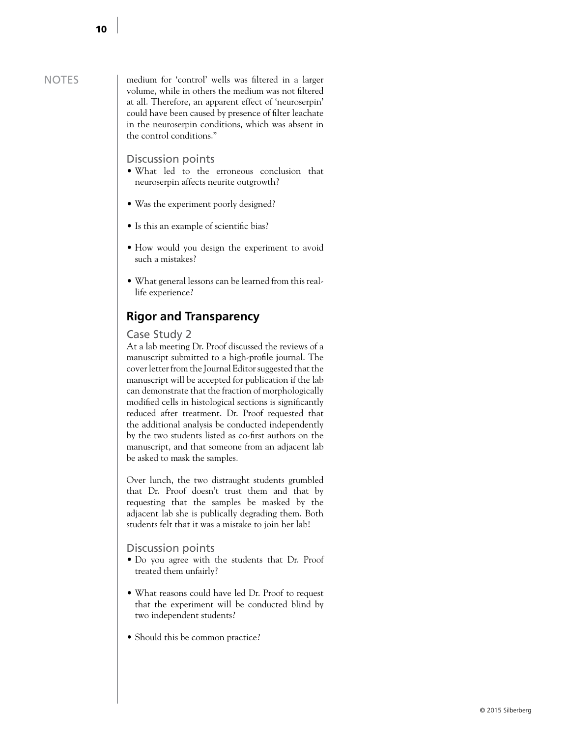medium for 'control' wells was filtered in a larger volume, while in others the medium was not filtered at all. Therefore, an apparent effect of 'neuroserpin' could have been caused by presence of filter leachate in the neuroserpin conditions, which was absent in the control conditions."

### Discussion points

- What led to the erroneous conclusion that neuroserpin affects neurite outgrowth?
- Was the experiment poorly designed?
- Is this an example of scientific bias?
- How would you design the experiment to avoid such a mistakes?
- What general lessons can be learned from this real-life experience?

## Rigor and Transparency

### Case Study 2

At a lab meeting Dr. Proof discussed the reviews of a manuscript submitted to a high-profile journal. The cover letter from the Journal Editor suggested that the manuscript will be accepted for publication if the lab can demonstrate that the fraction of morphologically modified cells in histological sections is significantly reduced after treatment. Dr. Proof requested that the additional analysis be conducted independently by the two students listed as co-first authors on the manuscript, and that someone from an adjacent lab be asked to mask the samples.

Over lunch, the two distraught students grumbled that Dr. Proof doesn't trust them and that by requesting that the samples be masked by the adjacent lab she is publically degrading them. Both students felt that it was a mistake to join her lab!

### Discussion points

- Do you agree with the students that Dr. Proof treated them unfairly?
- What reasons could have led Dr. Proof to request that the experiment will be conducted blind by two independent students?
- Should this be common practice?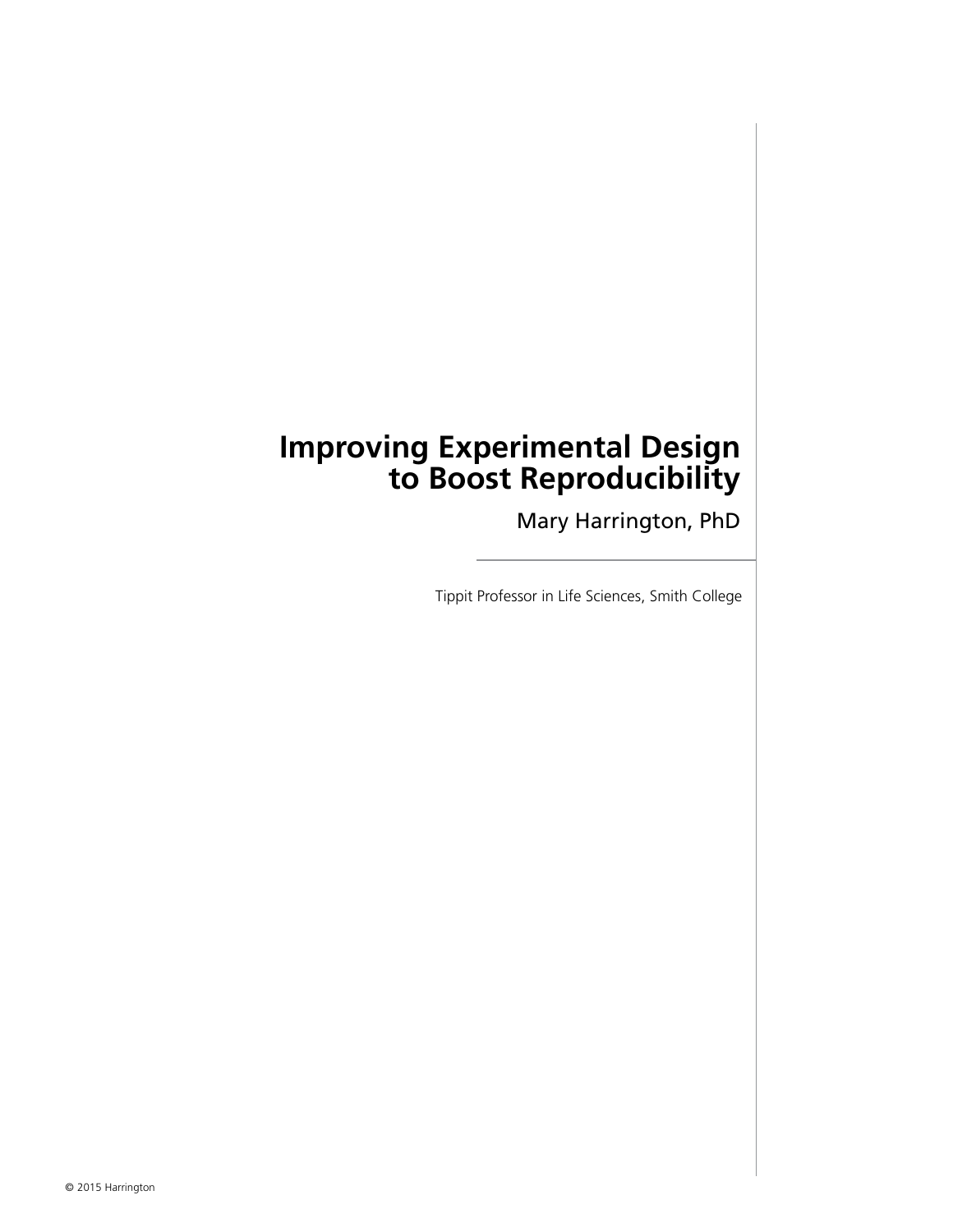# Improving Experimental Design to Boost Reproducibility

Mary Harrington, PhD

Tippit Professor in Life Sciences, Smith College

© 2015 Harrington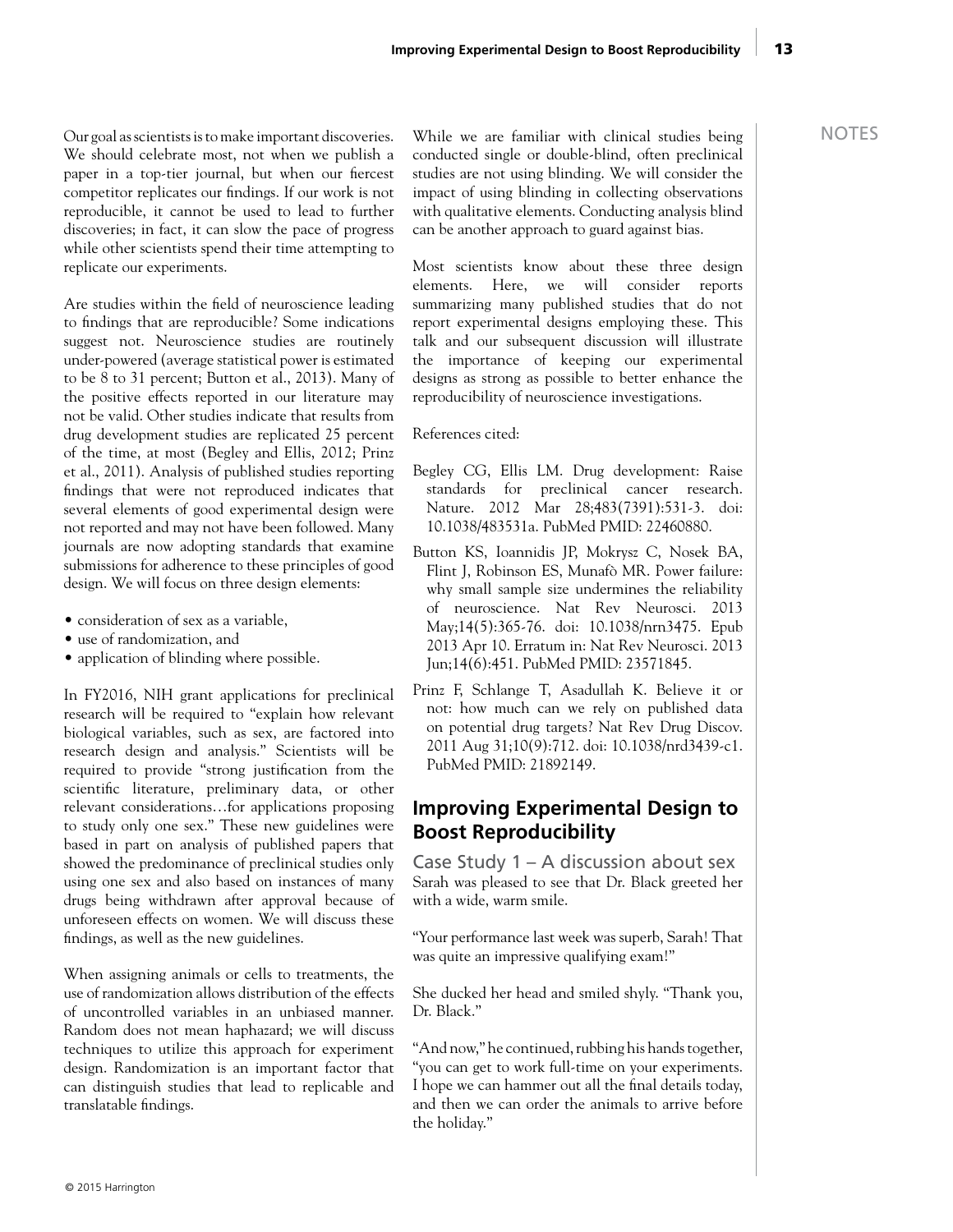Our goal as scientists is to make important discoveries. We should celebrate most, not when we publish a paper in a top-tier journal, but when our fiercest competitor replicates our findings. If our work is not reproducible, it cannot be used to lead to further discoveries; in fact, it can slow the pace of progress while other scientists spend their time attempting to replicate our experiments.

Are studies within the field of neuroscience leading to findings that are reproducible? Some indications suggest not. Neuroscience studies are routinely under-powered (average statistical power is estimated to be 8 to 31 percent; Button et al., 2013). Many of the positive effects reported in our literature may not be valid. Other studies indicate that results from drug development studies are replicated 25 percent of the time, at most (Begley and Ellis, 2012; Prinz et al., 2011). Analysis of published studies reporting findings that were not reproduced indicates that several elements of good experimental design were not reported and may not have been followed. Many journals are now adopting standards that examine submissions for adherence to these principles of good design. We will focus on three design elements:

- consideration of sex as a variable,
- use of randomization, and
- application of blinding where possible.

In FY2016, NIH grant applications for preclinical research will be required to "explain how relevant biological variables, such as sex, are factored into research design and analysis." Scientists will be required to provide "strong justification from the scientific literature, preliminary data, or other relevant considerations…for applications proposing to study only one sex." These new guidelines were based in part on analysis of published papers that showed the predominance of preclinical studies only using one sex and also based on instances of many drugs being withdrawn after approval because of unforeseen effects on women. We will discuss these findings, as well as the new guidelines.

When assigning animals or cells to treatments, the use of randomization allows distribution of the effects of uncontrolled variables in an unbiased manner. Random does not mean haphazard; we will discuss techniques to utilize this approach for experiment design. Randomization is an important factor that can distinguish studies that lead to replicable and translatable findings.

While we are familiar with clinical studies being conducted single or double-blind, often preclinical studies are not using blinding. We will consider the impact of using blinding in collecting observations with qualitative elements. Conducting analysis blind can be another approach to guard against bias.

Most scientists know about these three design elements. Here, we will consider reports summarizing many published studies that do not report experimental designs employing these. This talk and our subsequent discussion will illustrate the importance of keeping our experimental designs as strong as possible to better enhance the reproducibility of neuroscience investigations.

References cited:

Begley CG, Ellis LM. Drug development: Raise standards for preclinical cancer research. Nature. 2012 Mar 28;483(7391):531-3. doi: 10.1038/483531a. PubMed PMID: 22460880.

Button KS, Ioannidis JP, Mokrysz C, Nosek BA, Flint J, Robinson ES, Munafò MR. Power failure: why small sample size undermines the reliability of neuroscience. Nat Rev Neurosci. 2013 May;14(5):365-76. doi: 10.1038/nrn3475. Epub 2013 Apr 10. Erratum in: Nat Rev Neurosci. 2013 Jun;14(6):451. PubMed PMID: 23571845.

Prinz F, Schlange T, Asadullah K. Believe it or not: how much can we rely on published data on potential drug targets? Nat Rev Drug Discov. 2011 Aug 31;10(9):712. doi: 10.1038/nrd3439-c1. PubMed PMID: 21892149.

## Improving Experimental Design to Boost Reproducibility

### Case Study 1 – A discussion about sex

Sarah was pleased to see that Dr. Black greeted her with a wide, warm smile.

"Your performance last week was superb, Sarah! That was quite an impressive qualifying exam!"

She ducked her head and smiled shyly. "Thank you, Dr. Black."

"And now," he continued, rubbing his hands together, "you can get to work full-time on your experiments. I hope we can hammer out all the final details today, and then we can order the animals to arrive before the holiday."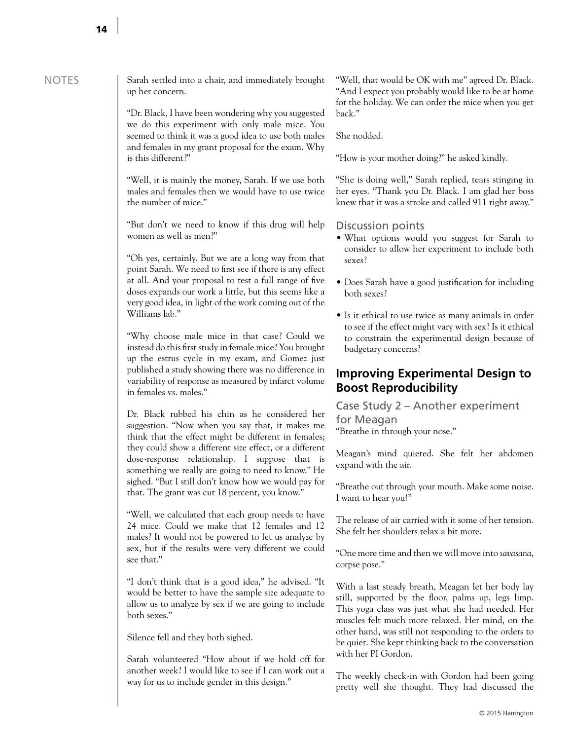Sarah settled into a chair, and immediately brought up her concern.

"Dr. Black, I have been wondering why you suggested we do this experiment with only male mice. You seemed to think it was a good idea to use both males and females in my grant proposal for the exam. Why is this different?"

"Well, it is mainly the money, Sarah. If we use both males and females then we would have to use twice the number of mice."

"But don't we need to know if this drug will help women as well as men?"

"Oh yes, certainly. But we are a long way from that point Sarah. We need to first see if there is any effect at all. And your proposal to test a full range of five doses expands our work a little, but this seems like a very good idea, in light of the work coming out of the Williams lab."

"Why choose male mice in that case? Could we instead do this first study in female mice? You brought up the estrus cycle in my exam, and Gomez just published a study showing there was no difference in variability of response as measured by infarct volume in females vs. males."

Dr. Black rubbed his chin as he considered her suggestion. "Now when you say that, it makes me think that the effect might be different in females; they could show a different size effect, or a different dose-response relationship. I suppose that is something we really are going to need to know." He sighed. "But I still don't know how we would pay for that. The grant was cut 18 percent, you know."

"Well, we calculated that each group needs to have 24 mice. Could we make that 12 females and 12 males? It would not be powered to let us analyze by sex, but if the results were very different we could see that."

"I don't think that is a good idea," he advised. "It would be better to have the sample size adequate to allow us to analyze by sex if we are going to include both sexes."

Silence fell and they both sighed.

Sarah volunteered "How about if we hold off for another week? I would like to see if I can work out a way for us to include gender in this design."

"Well, that would be OK with me" agreed Dr. Black. "And I expect you probably would like to be at home for the holiday. We can order the mice when you get back."

She nodded.

"How is your mother doing?" he asked kindly.

"She is doing well," Sarah replied, tears stinging in her eyes. "Thank you Dr. Black. I am glad her boss knew that it was a stroke and called 911 right away."

### Discussion points

- What options would you suggest for Sarah to consider to allow her experiment to include both sexes?
- Does Sarah have a good justification for including both sexes?
- Is it ethical to use twice as many animals in order to see if the effect might vary with sex? Is it ethical to constrain the experimental design because of budgetary concerns?

## Improving Experimental Design to Boost Reproducibility

### Case Study 2 – Another experiment for Meagan

"Breathe in through your nose."

Meagan's mind quieted. She felt her abdomen expand with the air.

"Breathe out through your mouth. Make some noise. I want to hear you!"

The release of air carried with it some of her tension. She felt her shoulders relax a bit more.

"One more time and then we will move into *savasana*, corpse pose."

With a last steady breath, Meagan let her body lay still, supported by the floor, palms up, legs limp. This yoga class was just what she had needed. Her muscles felt much more relaxed. Her mind, on the other hand, was still not responding to the orders to be quiet. She kept thinking back to the conversation with her PI Gordon.

The weekly check-in with Gordon had been going pretty well she thought. They had discussed the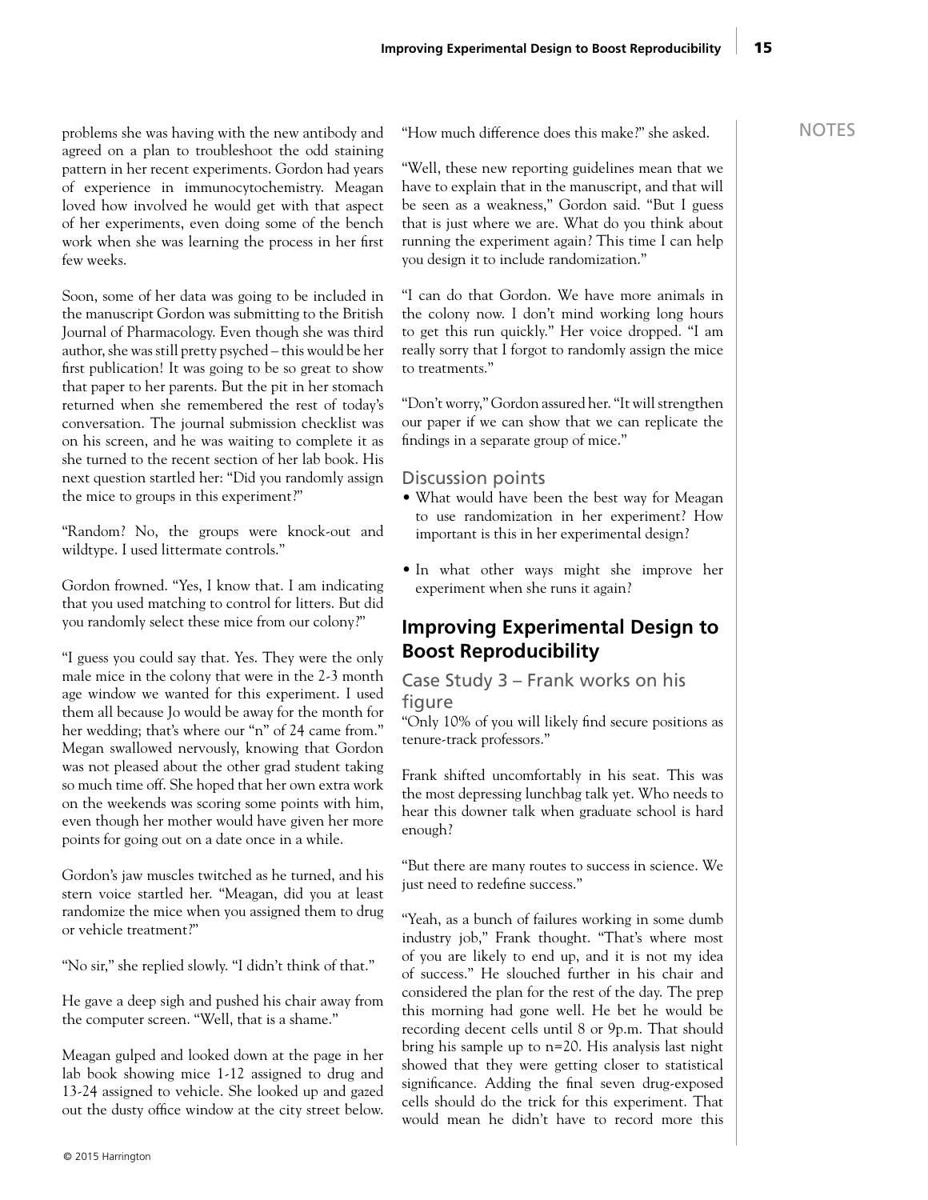problems she was having with the new antibody and agreed on a plan to troubleshoot the odd staining pattern in her recent experiments. Gordon had years of experience in immunocytochemistry. Meagan loved how involved he would get with that aspect of her experiments, even doing some of the bench work when she was learning the process in her first few weeks.

Soon, some of her data was going to be included in the manuscript Gordon was submitting to the British Journal of Pharmacology. Even though she was third author, she was still pretty psyched – this would be her first publication! It was going to be so great to show that paper to her parents. But the pit in her stomach returned when she remembered the rest of today's conversation. The journal submission checklist was on his screen, and he was waiting to complete it as she turned to the recent section of her lab book. His next question startled her: "Did you randomly assign the mice to groups in this experiment?"

"Random? No, the groups were knock-out and wildtype. I used littermate controls."

Gordon frowned. "Yes, I know that. I am indicating that you used matching to control for litters. But did you randomly select these mice from our colony?"

"I guess you could say that. Yes. They were the only male mice in the colony that were in the 2-3 month age window we wanted for this experiment. I used them all because Jo would be away for the month for her wedding; that's where our "n" of 24 came from." Megan swallowed nervously, knowing that Gordon was not pleased about the other grad student taking so much time off. She hoped that her own extra work on the weekends was scoring some points with him, even though her mother would have given her more points for going out on a date once in a while.

Gordon's jaw muscles twitched as he turned, and his stern voice startled her. "Meagan, did you at least randomize the mice when you assigned them to drug or vehicle treatment?"

"No sir," she replied slowly. "I didn't think of that."

He gave a deep sigh and pushed his chair away from the computer screen. "Well, that is a shame."

Meagan gulped and looked down at the page in her lab book showing mice 1-12 assigned to drug and 13-24 assigned to vehicle. She looked up and gazed out the dusty office window at the city street below.

"How much difference does this make?" she asked.

"Well, these new reporting guidelines mean that we have to explain that in the manuscript, and that will be seen as a weakness," Gordon said. "But I guess that is just where we are. What do you think about running the experiment again? This time I can help you design it to include randomization."

"I can do that Gordon. We have more animals in the colony now. I don't mind working long hours to get this run quickly." Her voice dropped. "I am really sorry that I forgot to randomly assign the mice to treatments."

"Don't worry," Gordon assured her. "It will strengthen our paper if we can show that we can replicate the findings in a separate group of mice."

### Discussion points

- What would have been the best way for Meagan to use randomization in her experiment? How important is this in her experimental design?
- In what other ways might she improve her experiment when she runs it again?

## Improving Experimental Design to Boost Reproducibility

### Case Study 3 – Frank works on his figure

"Only 10% of you will likely find secure positions as tenure-track professors."

Frank shifted uncomfortably in his seat. This was the most depressing lunchbag talk yet. Who needs to hear this downer talk when graduate school is hard enough?

"But there are many routes to success in science. We just need to redefine success."

"Yeah, as a bunch of failures working in some dumb industry job," Frank thought. "That's where most of you are likely to end up, and it is not my idea of success." He slouched further in his chair and considered the plan for the rest of the day. The prep this morning had gone well. He bet he would be recording decent cells until 8 or 9p.m. That should bring his sample up to n=20. His analysis last night showed that they were getting closer to statistical significance. Adding the final seven drug-exposed cells should do the trick for this experiment. That would mean he didn't have to record more this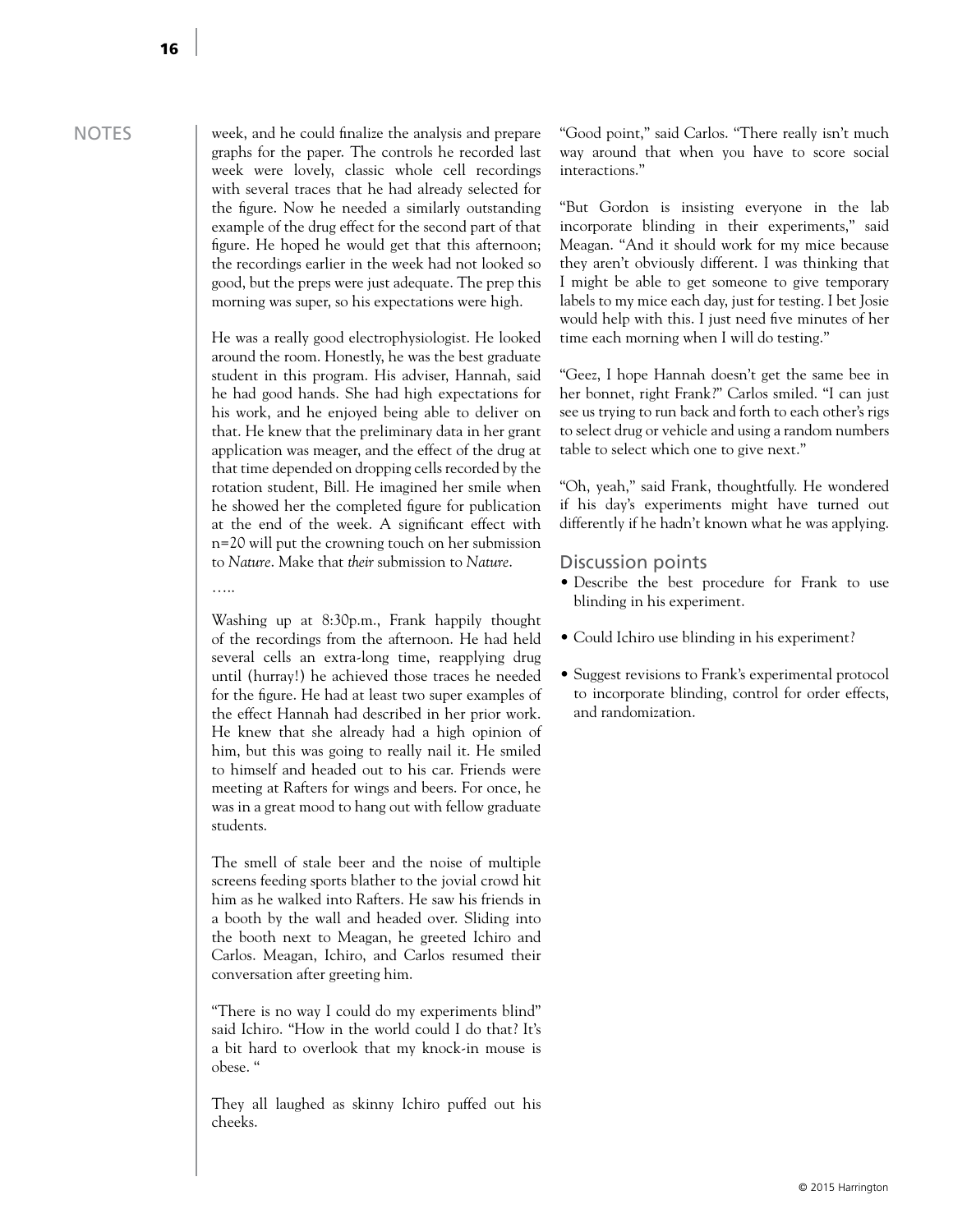week, and he could finalize the analysis and prepare graphs for the paper. The controls he recorded last week were lovely, classic whole cell recordings with several traces that he had already selected for the figure. Now he needed a similarly outstanding example of the drug effect for the second part of that figure. He hoped he would get that this afternoon; the recordings earlier in the week had not looked so good, but the preps were just adequate. The prep this morning was super, so his expectations were high.

He was a really good electrophysiologist. He looked around the room. Honestly, he was the best graduate student in this program. His adviser, Hannah, said he had good hands. She had high expectations for his work, and he enjoyed being able to deliver on that. He knew that the preliminary data in her grant application was meager, and the effect of the drug at that time depended on dropping cells recorded by the rotation student, Bill. He imagined her smile when he showed her the completed figure for publication at the end of the week. A significant effect with n=20 will put the crowning touch on her submission to *Nature*. Make that *their* submission to *Nature*.

…..

Washing up at 8:30p.m., Frank happily thought of the recordings from the afternoon. He had held several cells an extra-long time, reapplying drug until (hurray!) he achieved those traces he needed for the figure. He had at least two super examples of the effect Hannah had described in her prior work. He knew that she already had a high opinion of him, but this was going to really nail it. He smiled to himself and headed out to his car. Friends were meeting at Rafters for wings and beers. For once, he was in a great mood to hang out with fellow graduate students.

The smell of stale beer and the noise of multiple screens feeding sports blather to the jovial crowd hit him as he walked into Rafters. He saw his friends in a booth by the wall and headed over. Sliding into the booth next to Meagan, he greeted Ichiro and Carlos. Meagan, Ichiro, and Carlos resumed their conversation after greeting him.

"There is no way I could do my experiments blind" said Ichiro. "How in the world could I do that? It's a bit hard to overlook that my knock-in mouse is obese. "

They all laughed as skinny Ichiro puffed out his cheeks.

"Good point," said Carlos. "There really isn't much way around that when you have to score social interactions."

"But Gordon is insisting everyone in the lab incorporate blinding in their experiments," said Meagan. "And it should work for my mice because they aren't obviously different. I was thinking that I might be able to get someone to give temporary labels to my mice each day, just for testing. I bet Josie would help with this. I just need five minutes of her time each morning when I will do testing."

"Geez, I hope Hannah doesn't get the same bee in her bonnet, right Frank?" Carlos smiled. "I can just see us trying to run back and forth to each other's rigs to select drug or vehicle and using a random numbers table to select which one to give next."

"Oh, yeah," said Frank, thoughtfully. He wondered if his day's experiments might have turned out differently if he hadn't known what he was applying.

## Discussion points

- Describe the best procedure for Frank to use blinding in his experiment.
- Could Ichiro use blinding in his experiment?
- Suggest revisions to Frank's experimental protocol to incorporate blinding, control for order effects, and randomization.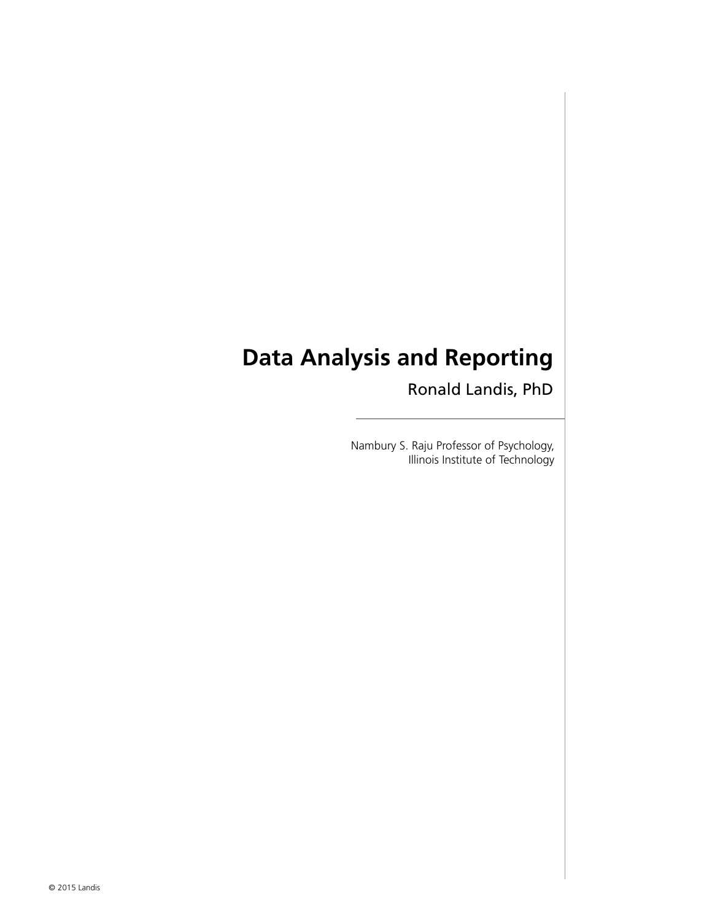# Data Analysis and Reporting

Ronald Landis, PhD

Nambury S. Raju Professor of Psychology,
Illinois Institute of Technology

© 2015 Landis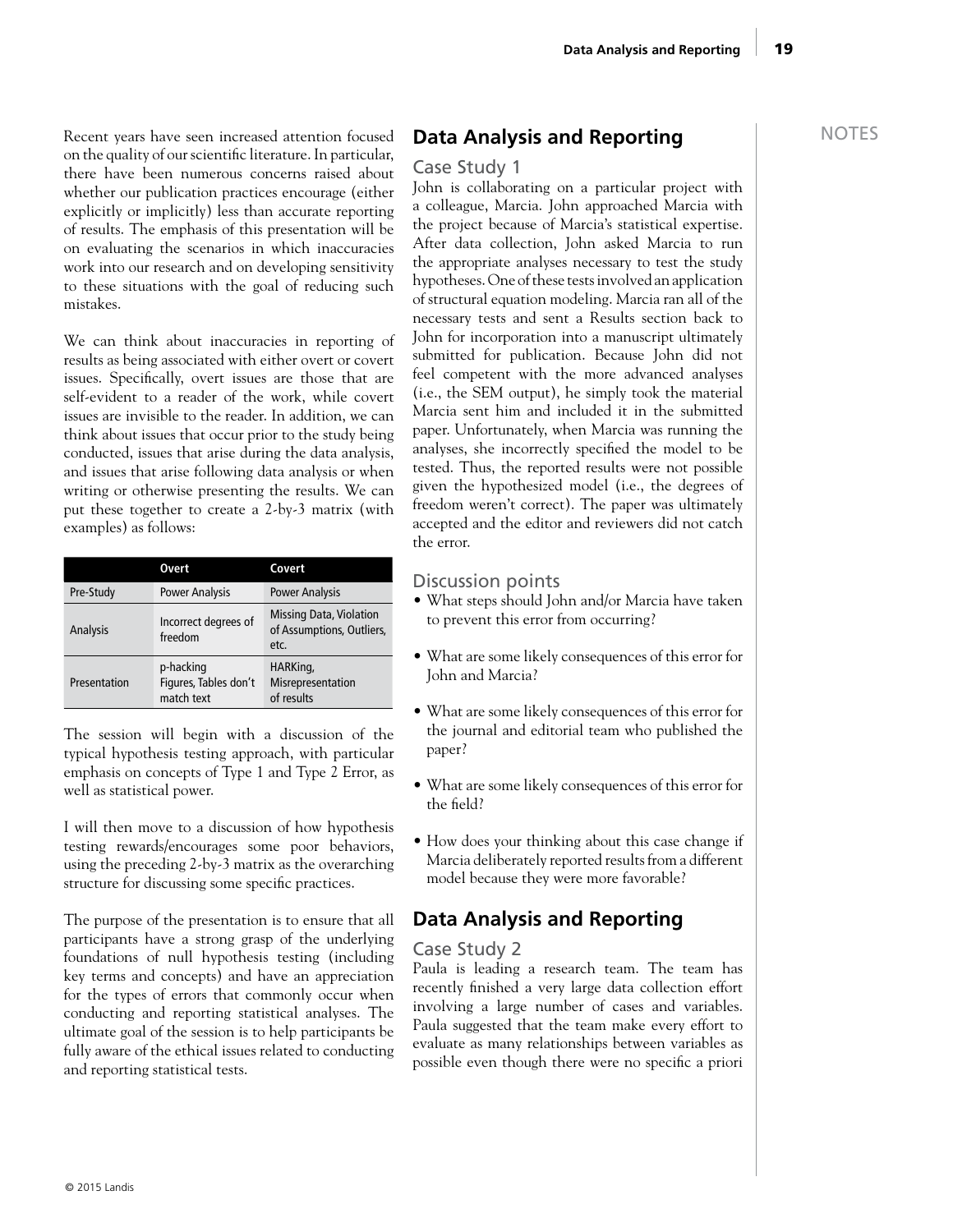Recent years have seen increased attention focused on the quality of our scientific literature. In particular, there have been numerous concerns raised about whether our publication practices encourage (either explicitly or implicitly) less than accurate reporting of results. The emphasis of this presentation will be on evaluating the scenarios in which inaccuracies work into our research and on developing sensitivity to these situations with the goal of reducing such mistakes.

We can think about inaccuracies in reporting of results as being associated with either overt or covert issues. Specifically, overt issues are those that are self-evident to a reader of the work, while covert issues are invisible to the reader. In addition, we can think about issues that occur prior to the study being conducted, issues that arise during the data analysis, and issues that arise following data analysis or when writing or otherwise presenting the results. We can put these together to create a 2-by-3 matrix (with examples) as follows:

| | Overt | Covert |
|---|---|---|
| Pre-Study | Power Analysis | Power Analysis |
| Analysis | Incorrect degrees of freedom | Missing Data, Violation of Assumptions, Outliers, etc. |
| Presentation | p-hacking<br>Figures, Tables don't match text | HARKing, Misrepresentation of results |

The session will begin with a discussion of the typical hypothesis testing approach, with particular emphasis on concepts of Type 1 and Type 2 Error, as well as statistical power.

I will then move to a discussion of how hypothesis testing rewards/encourages some poor behaviors, using the preceding 2-by-3 matrix as the overarching structure for discussing some specific practices.

The purpose of the presentation is to ensure that all participants have a strong grasp of the underlying foundations of null hypothesis testing (including key terms and concepts) and have an appreciation for the types of errors that commonly occur when conducting and reporting statistical analyses. The ultimate goal of the session is to help participants be fully aware of the ethical issues related to conducting and reporting statistical tests.

## Data Analysis and Reporting

### Case Study 1

John is collaborating on a particular project with a colleague, Marcia. John approached Marcia with the project because of Marcia's statistical expertise. After data collection, John asked Marcia to run the appropriate analyses necessary to test the study hypotheses. One of these tests involved an application of structural equation modeling. Marcia ran all of the necessary tests and sent a Results section back to John for incorporation into a manuscript ultimately submitted for publication. Because John did not feel competent with the more advanced analyses (i.e., the SEM output), he simply took the material Marcia sent him and included it in the submitted paper. Unfortunately, when Marcia was running the analyses, she incorrectly specified the model to be tested. Thus, the reported results were not possible given the hypothesized model (i.e., the degrees of freedom weren't correct). The paper was ultimately accepted and the editor and reviewers did not catch the error.

### Discussion points

- What steps should John and/or Marcia have taken to prevent this error from occurring?
- What are some likely consequences of this error for John and Marcia?
- What are some likely consequences of this error for the journal and editorial team who published the paper?
- What are some likely consequences of this error for the field?
- How does your thinking about this case change if Marcia deliberately reported results from a different model because they were more favorable?

## Data Analysis and Reporting

### Case Study 2

Paula is leading a research team. The team has recently finished a very large data collection effort involving a large number of cases and variables. Paula suggested that the team make every effort to evaluate as many relationships between variables as possible even though there were no specific a priori

NOTES

© 2015 Landis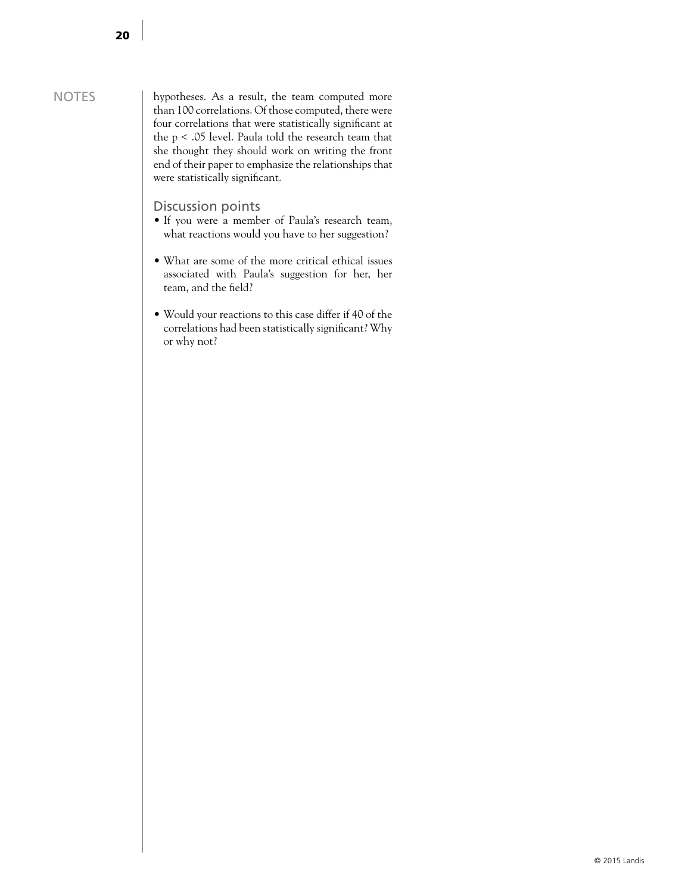hypotheses. As a result, the team computed more than 100 correlations. Of those computed, there were four correlations that were statistically significant at the $p < .05$ level. Paula told the research team that she thought they should work on writing the front end of their paper to emphasize the relationships that were statistically significant.

### Discussion points

- If you were a member of Paula's research team, what reactions would you have to her suggestion?
- What are some of the more critical ethical issues associated with Paula's suggestion for her, her team, and the field?
- Would your reactions to this case differ if 40 of the correlations had been statistically significant? Why or why not?